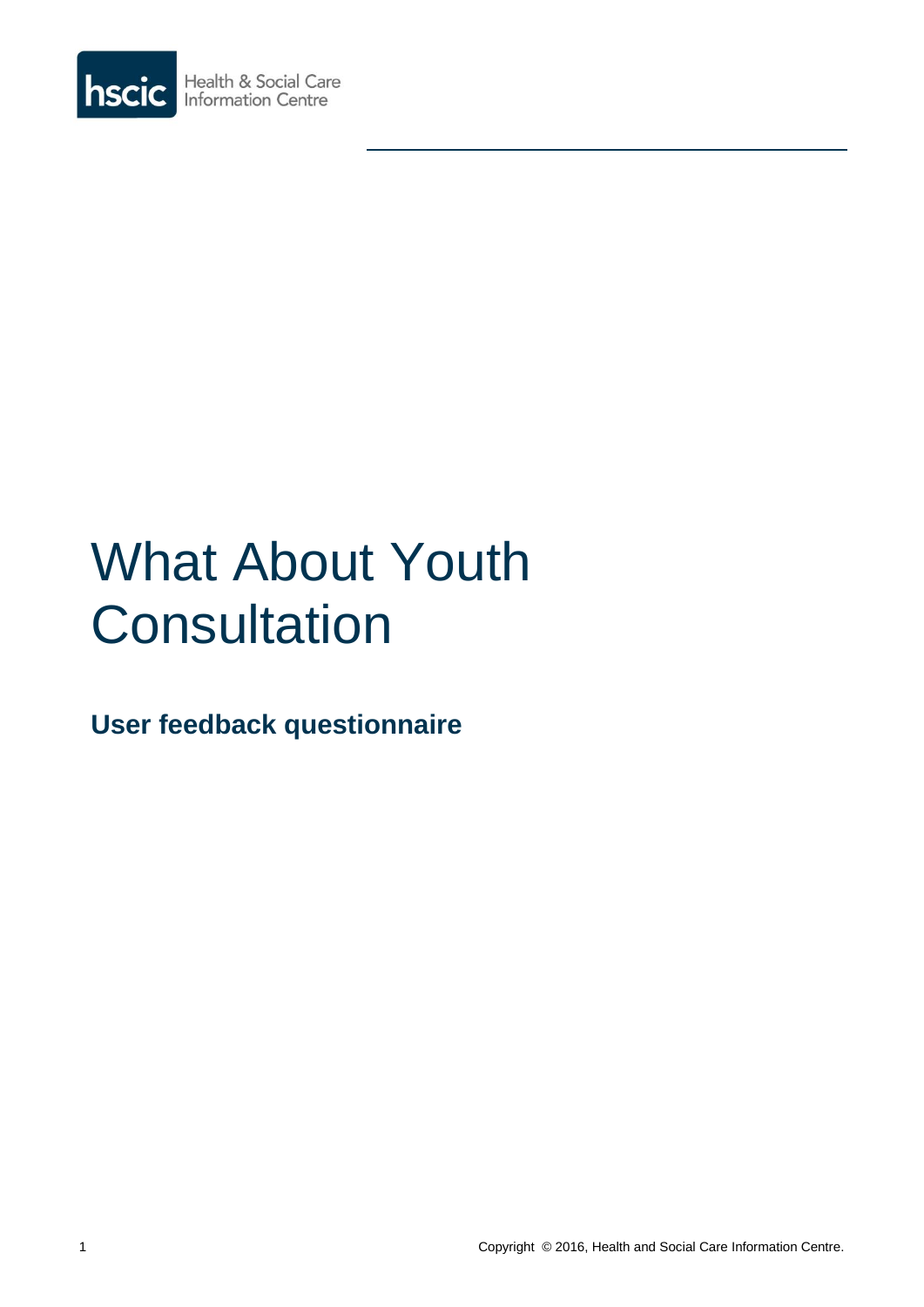hscic Health & Social Care Information Centre

# What About Youth Consultation

**User feedback questionnaire**

Copyright © 2016, Health and Social Care Information Centre.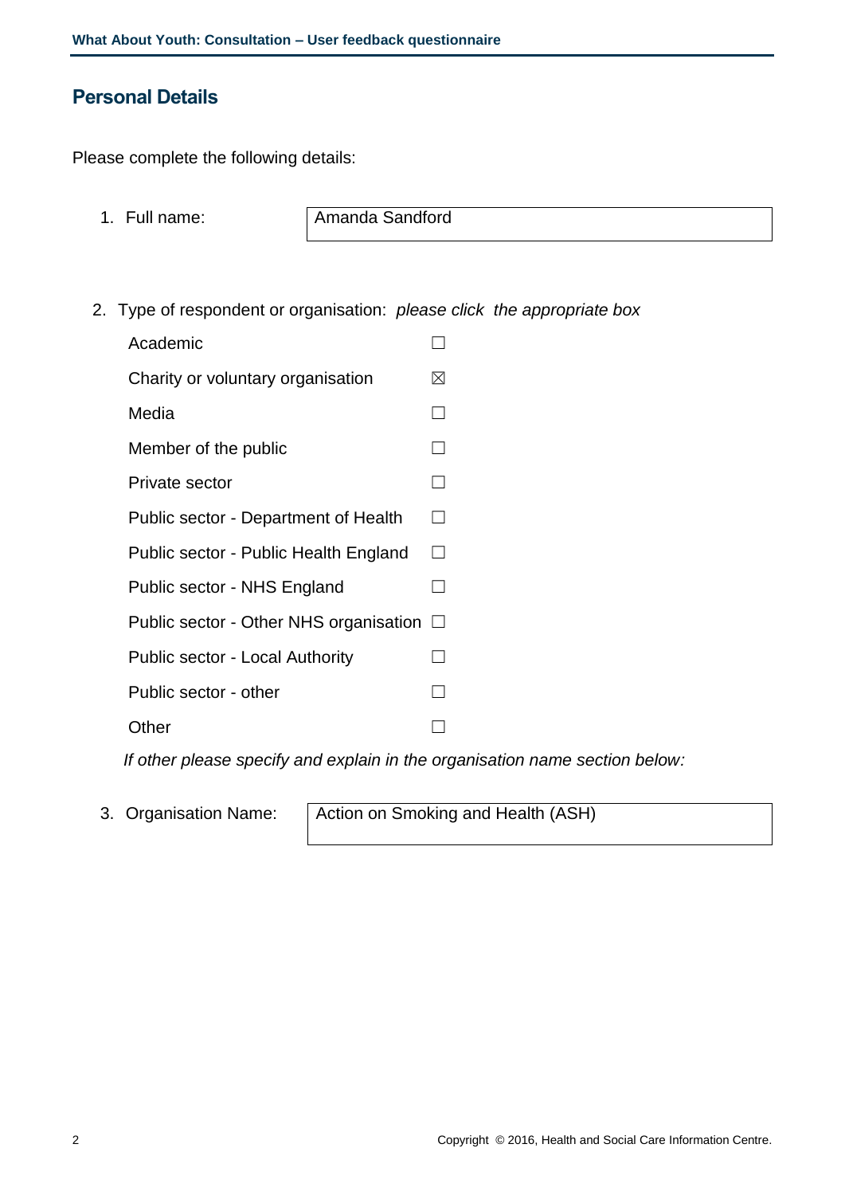## Personal Details

Please complete the following details:

1. Full name: Amanda Sandford

2. Type of respondent or organisation: *please click the appropriate box*

| | |
|---|---|
| Academic | ☐ |
| Charity or voluntary organisation | ☒ |
| Media | ☐ |
| Member of the public | ☐ |
| Private sector | ☐ |
| Public sector - Department of Health | ☐ |
| Public sector - Public Health England | ☐ |
| Public sector - NHS England | ☐ |
| Public sector - Other NHS organisation | ☐ |
| Public sector - Local Authority | ☐ |
| Public sector - other | ☐ |
| Other | ☐ |

*If other please specify and explain in the organisation name section below:*

3. Organisation Name: Action on Smoking and Health (ASH)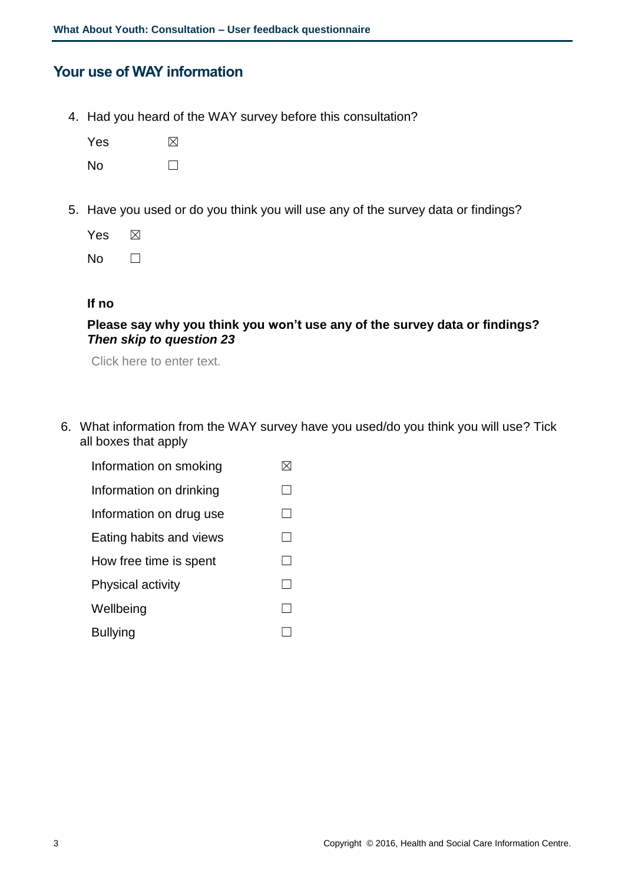## Your use of WAY information

4. Had you heard of the WAY survey before this consultation?

   Yes ☒

   No ☐

5. Have you used or do you think you will use any of the survey data or findings?

   Yes ☒

   No ☐

   **If no**

   **Please say why you think you won't use any of the survey data or findings?** ***Then skip to question 23***

   Click here to enter text.

6. What information from the WAY survey have you used/do you think you will use? Tick all boxes that apply

   Information on smoking ☒

   Information on drinking ☐

   Information on drug use ☐

   Eating habits and views ☐

   How free time is spent ☐

   Physical activity ☐

   Wellbeing ☐

   Bullying ☐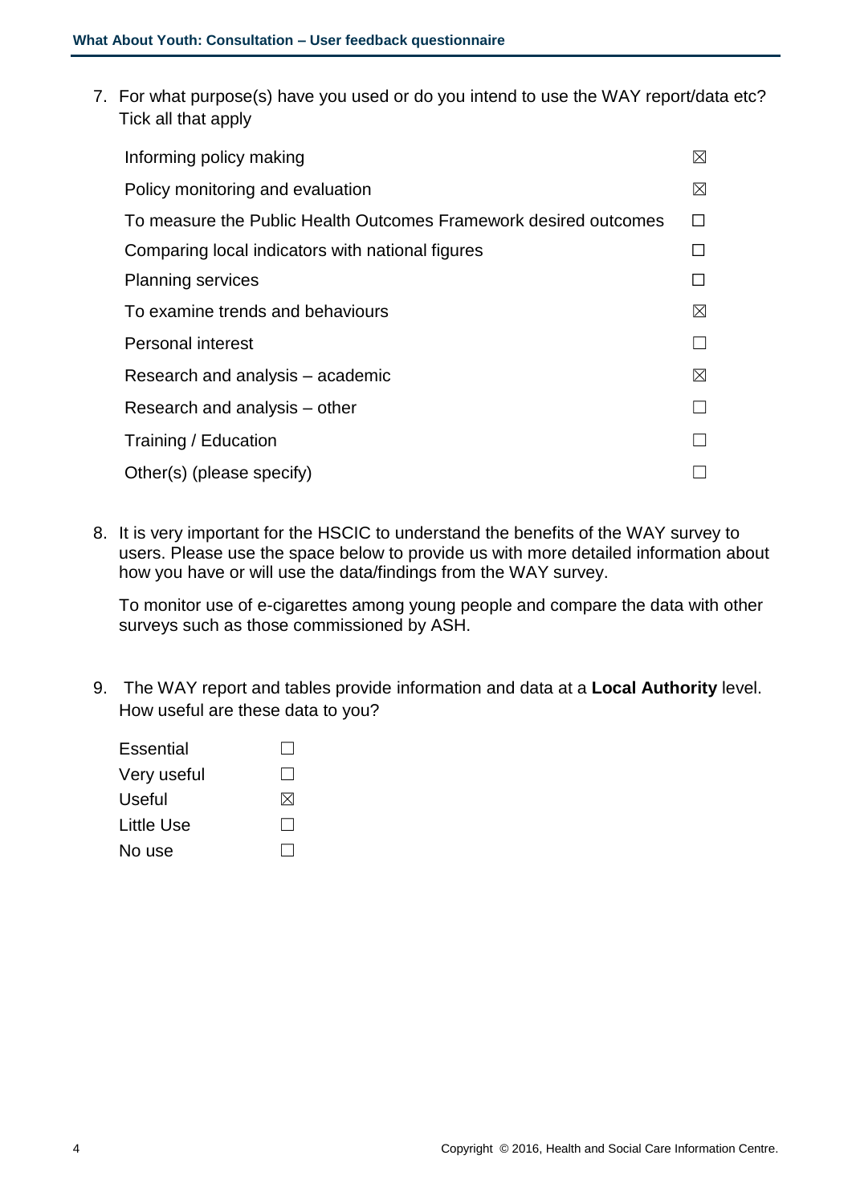7. For what purpose(s) have you used or do you intend to use the WAY report/data etc? Tick all that apply

| | |
|---|---|
| Informing policy making | ☒ |
| Policy monitoring and evaluation | ☒ |
| To measure the Public Health Outcomes Framework desired outcomes | ☐ |
| Comparing local indicators with national figures | ☐ |
| Planning services | ☐ |
| To examine trends and behaviours | ☒ |
| Personal interest | ☐ |
| Research and analysis – academic | ☒ |
| Research and analysis – other | ☐ |
| Training / Education | ☐ |
| Other(s) (please specify) | ☐ |

8. It is very important for the HSCIC to understand the benefits of the WAY survey to users. Please use the space below to provide us with more detailed information about how you have or will use the data/findings from the WAY survey.

   To monitor use of e-cigarettes among young people and compare the data with other surveys such as those commissioned by ASH.

9. The WAY report and tables provide information and data at a **Local Authority** level. How useful are these data to you?

| | |
|---|---|
| Essential | ☐ |
| Very useful | ☐ |
| Useful | ☒ |
| Little Use | ☐ |
| No use | ☐ |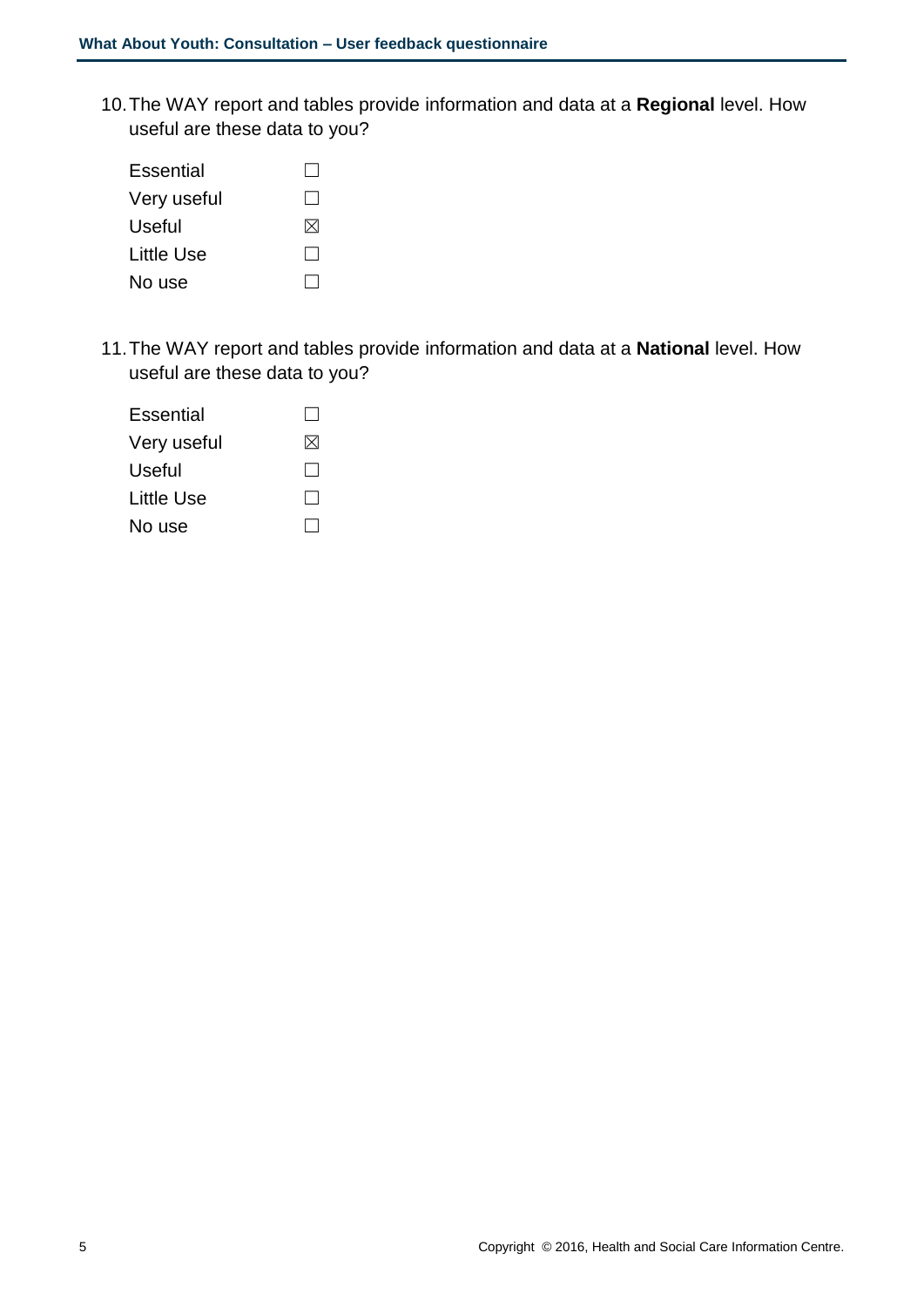10. The WAY report and tables provide information and data at a **Regional** level. How useful are these data to you?

Essential ☐
Very useful ☐
Useful ☒
Little Use ☐
No use ☐

11. The WAY report and tables provide information and data at a **National** level. How useful are these data to you?

Essential ☐
Very useful ☒
Useful ☐
Little Use ☐
No use ☐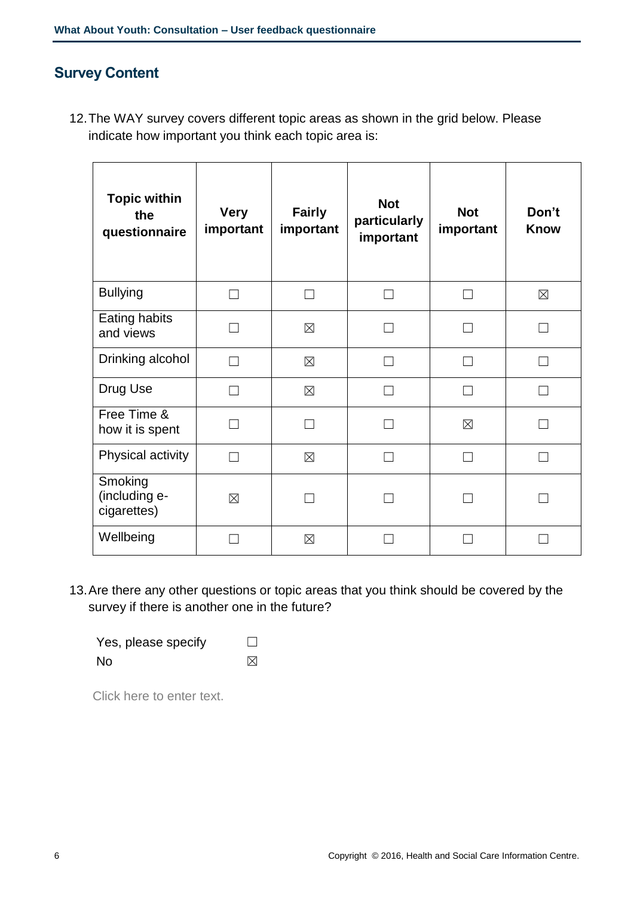## Survey Content

12. The WAY survey covers different topic areas as shown in the grid below. Please indicate how important you think each topic area is:

| Topic within the questionnaire | Very important | Fairly important | Not particularly important | Not important | Don't Know |
|---|---|---|---|---|---|
| Bullying | ☐ | ☐ | ☐ | ☐ | ☒ |
| Eating habits and views | ☐ | ☒ | ☐ | ☐ | ☐ |
| Drinking alcohol | ☐ | ☒ | ☐ | ☐ | ☐ |
| Drug Use | ☐ | ☒ | ☐ | ☐ | ☐ |
| Free Time & how it is spent | ☐ | ☐ | ☐ | ☒ | ☐ |
| Physical activity | ☐ | ☒ | ☐ | ☐ | ☐ |
| Smoking (including e-cigarettes) | ☒ | ☐ | ☐ | ☐ | ☐ |
| Wellbeing | ☐ | ☒ | ☐ | ☐ | ☐ |

13. Are there any other questions or topic areas that you think should be covered by the survey if there is another one in the future?

Yes, please specify ☐
No ☒

Click here to enter text.

Copyright © 2016, Health and Social Care Information Centre.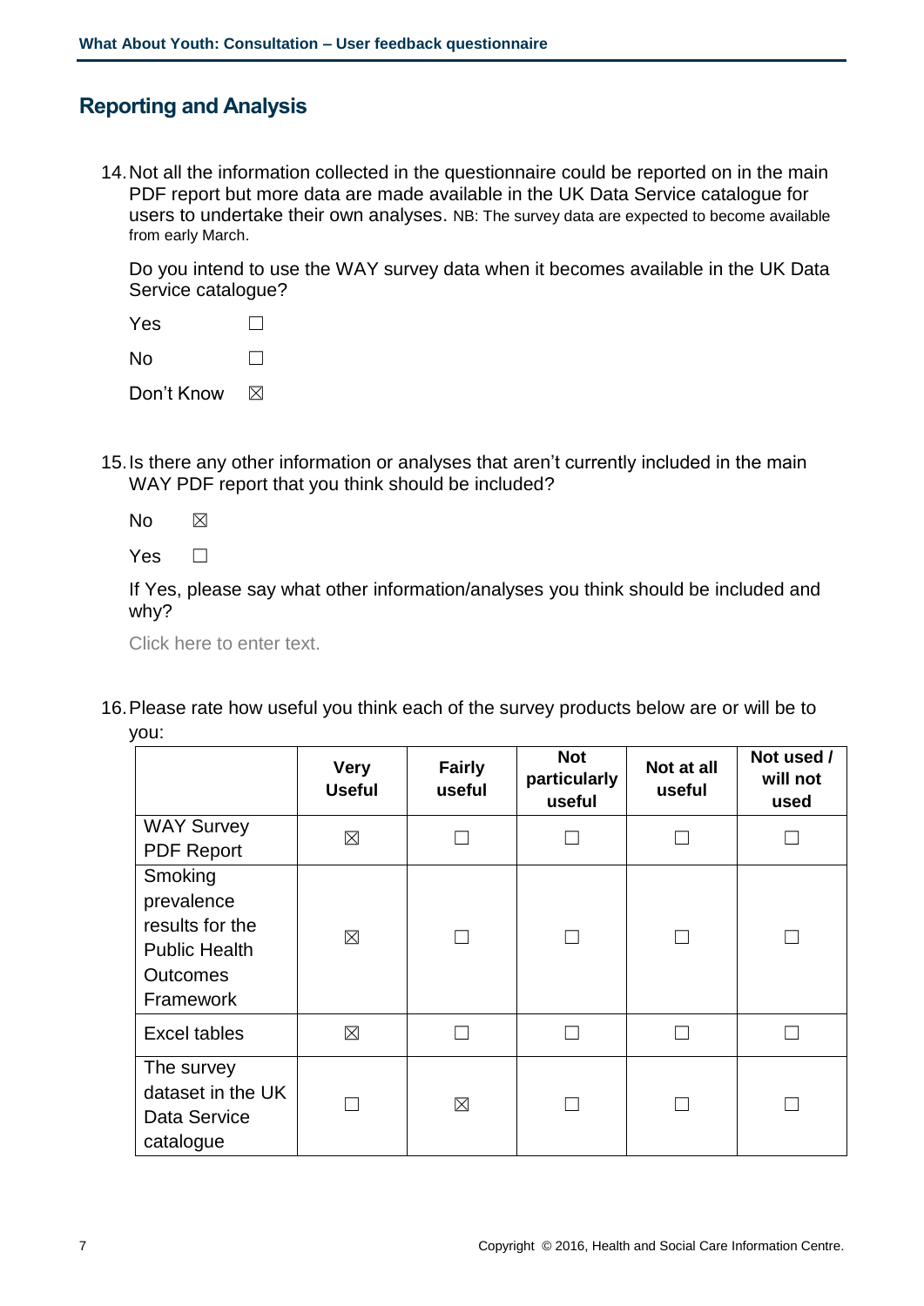## Reporting and Analysis

14. Not all the information collected in the questionnaire could be reported on in the main PDF report but more data are made available in the UK Data Service catalogue for users to undertake their own analyses. NB: The survey data are expected to become available from early March.

    Do you intend to use the WAY survey data when it becomes available in the UK Data Service catalogue?

    Yes ☐

    No ☐

    Don't Know ☒

15. Is there any other information or analyses that aren't currently included in the main WAY PDF report that you think should be included?

    No ☒

    Yes ☐

    If Yes, please say what other information/analyses you think should be included and why?

    Click here to enter text.

16. Please rate how useful you think each of the survey products below are or will be to you:

| | Very Useful | Fairly useful | Not particularly useful | Not at all useful | Not used / will not used |
|---|---|---|---|---|---|
| WAY Survey PDF Report | ☒ | ☐ | ☐ | ☐ | ☐ |
| Smoking prevalence results for the Public Health Outcomes Framework | ☒ | ☐ | ☐ | ☐ | ☐ |
| Excel tables | ☒ | ☐ | ☐ | ☐ | ☐ |
| The survey dataset in the UK Data Service catalogue | ☐ | ☒ | ☐ | ☐ | ☐ |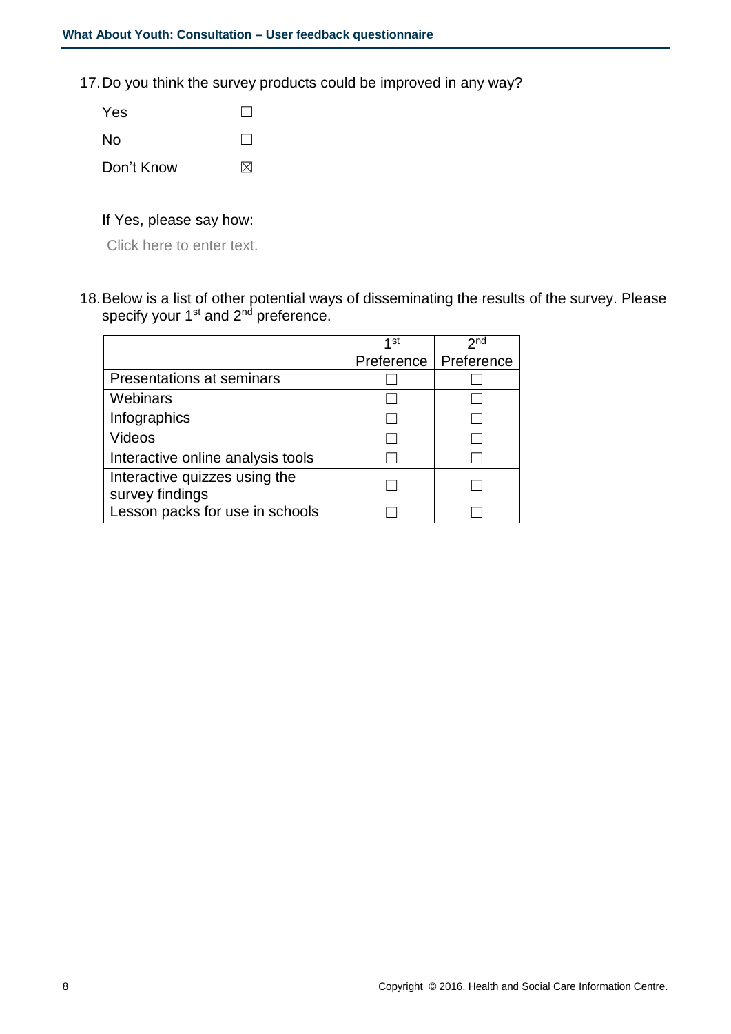17. Do you think the survey products could be improved in any way?

Yes ☐

No ☐

Don't Know ☒

If Yes, please say how:

Click here to enter text.

18. Below is a list of other potential ways of disseminating the results of the survey. Please specify your 1st and 2nd preference.

| | 1st Preference | 2nd Preference |
|---|---|---|
| Presentations at seminars | ☐ | ☐ |
| Webinars | ☐ | ☐ |
| Infographics | ☐ | ☐ |
| Videos | ☐ | ☐ |
| Interactive online analysis tools | ☐ | ☐ |
| Interactive quizzes using the survey findings | ☐ | ☐ |
| Lesson packs for use in schools | ☐ | ☐ |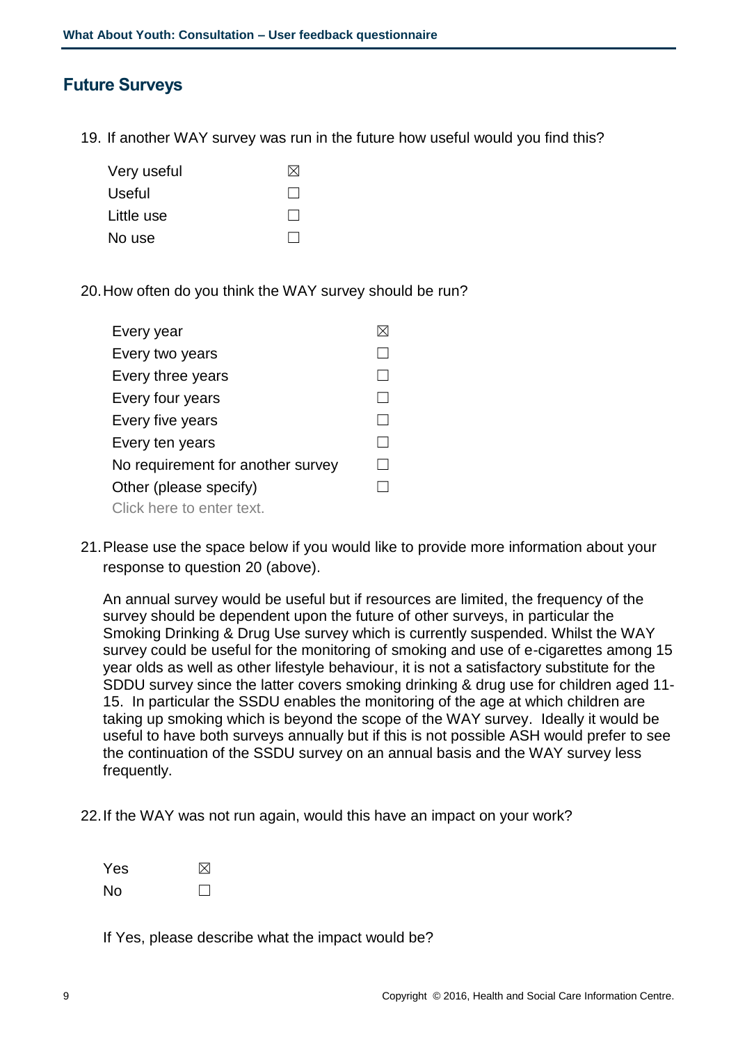## Future Surveys

19. If another WAY survey was run in the future how useful would you find this?

| | |
|---|---|
| Very useful | ☒ |
| Useful | ☐ |
| Little use | ☐ |
| No use | ☐ |

20. How often do you think the WAY survey should be run?

| | |
|---|---|
| Every year | ☒ |
| Every two years | ☐ |
| Every three years | ☐ |
| Every four years | ☐ |
| Every five years | ☐ |
| Every ten years | ☐ |
| No requirement for another survey | ☐ |
| Other (please specify) | ☐ |

Click here to enter text.

21. Please use the space below if you would like to provide more information about your response to question 20 (above).

    An annual survey would be useful but if resources are limited, the frequency of the survey should be dependent upon the future of other surveys, in particular the Smoking Drinking & Drug Use survey which is currently suspended. Whilst the WAY survey could be useful for the monitoring of smoking and use of e-cigarettes among 15 year olds as well as other lifestyle behaviour, it is not a satisfactory substitute for the SDDU survey since the latter covers smoking drinking & drug use for children aged 11-15. In particular the SSDU enables the monitoring of the age at which children are taking up smoking which is beyond the scope of the WAY survey. Ideally it would be useful to have both surveys annually but if this is not possible ASH would prefer to see the continuation of the SSDU survey on an annual basis and the WAY survey less frequently.

22. If the WAY was not run again, would this have an impact on your work?

| | |
|---|---|
| Yes | ☒ |
| No | ☐ |

If Yes, please describe what the impact would be?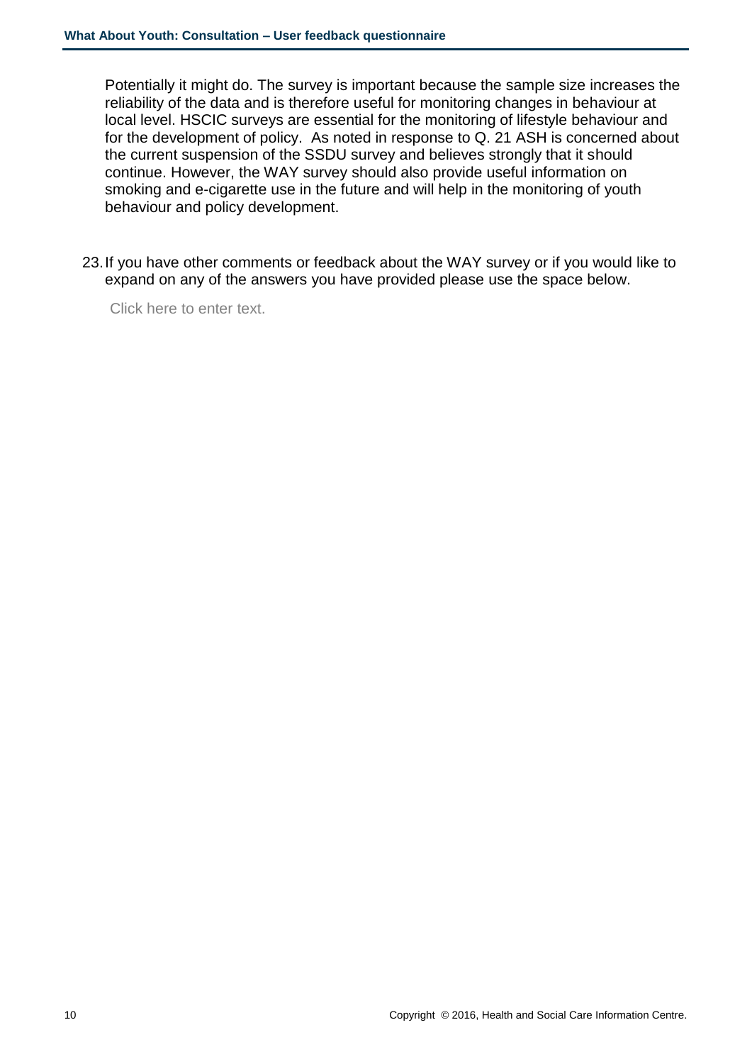Potentially it might do. The survey is important because the sample size increases the reliability of the data and is therefore useful for monitoring changes in behaviour at local level. HSCIC surveys are essential for the monitoring of lifestyle behaviour and for the development of policy. As noted in response to Q. 21 ASH is concerned about the current suspension of the SSDU survey and believes strongly that it should continue. However, the WAY survey should also provide useful information on smoking and e-cigarette use in the future and will help in the monitoring of youth behaviour and policy development.

23. If you have other comments or feedback about the WAY survey or if you would like to expand on any of the answers you have provided please use the space below.

    Click here to enter text.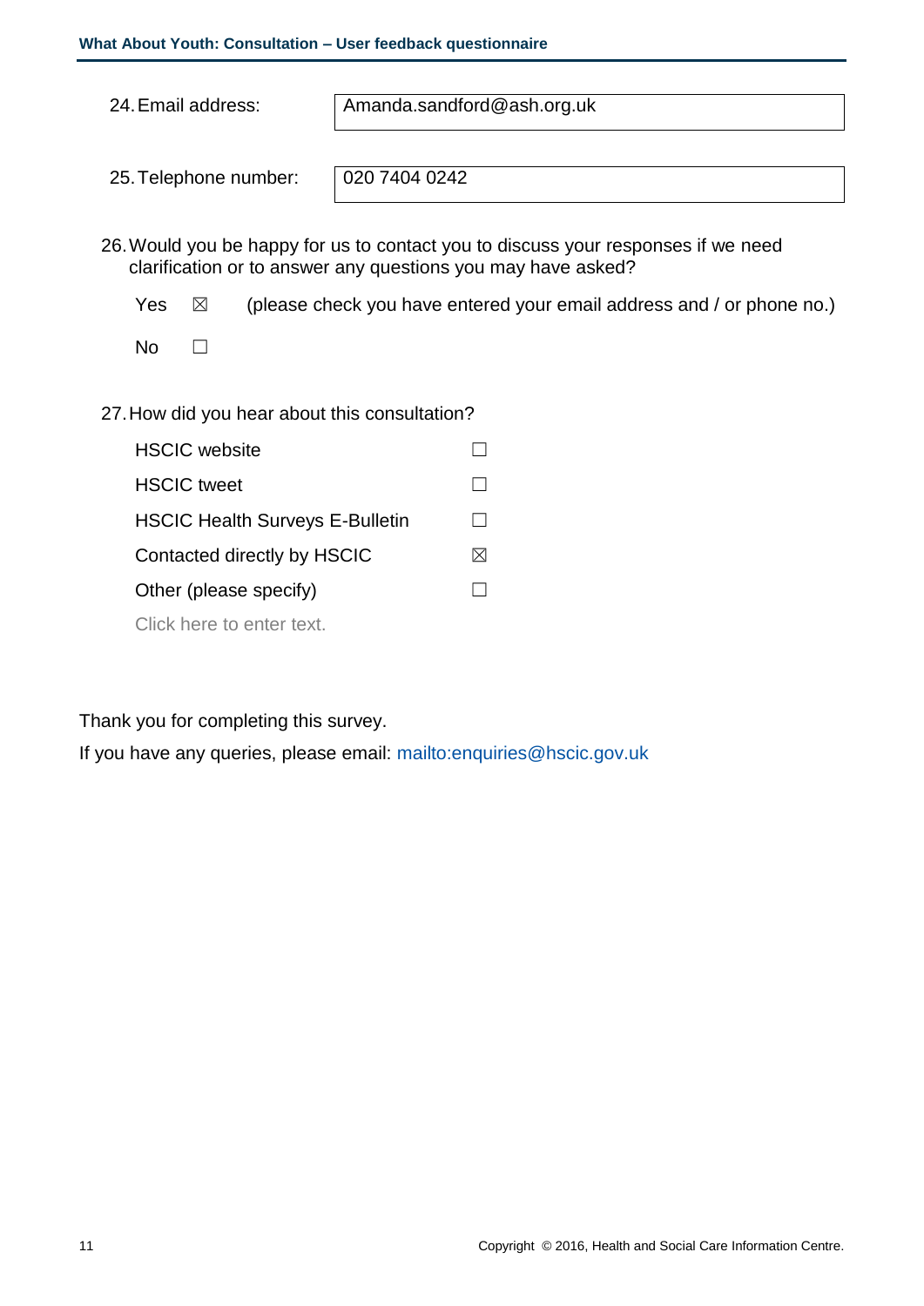24. Email address: Amanda.sandford@ash.org.uk

25. Telephone number: 020 7404 0242

26. Would you be happy for us to contact you to discuss your responses if we need clarification or to answer any questions you may have asked?

Yes ☒ (please check you have entered your email address and / or phone no.)

No ☐

27. How did you hear about this consultation?

| | |
|---|---|
| HSCIC website | ☐ |
| HSCIC tweet | ☐ |
| HSCIC Health Surveys E-Bulletin | ☐ |
| Contacted directly by HSCIC | ☒ |
| Other (please specify) | ☐ |

Click here to enter text.

Thank you for completing this survey.

If you have any queries, please email: mailto:enquiries@hscic.gov.uk

Copyright © 2016, Health and Social Care Information Centre.